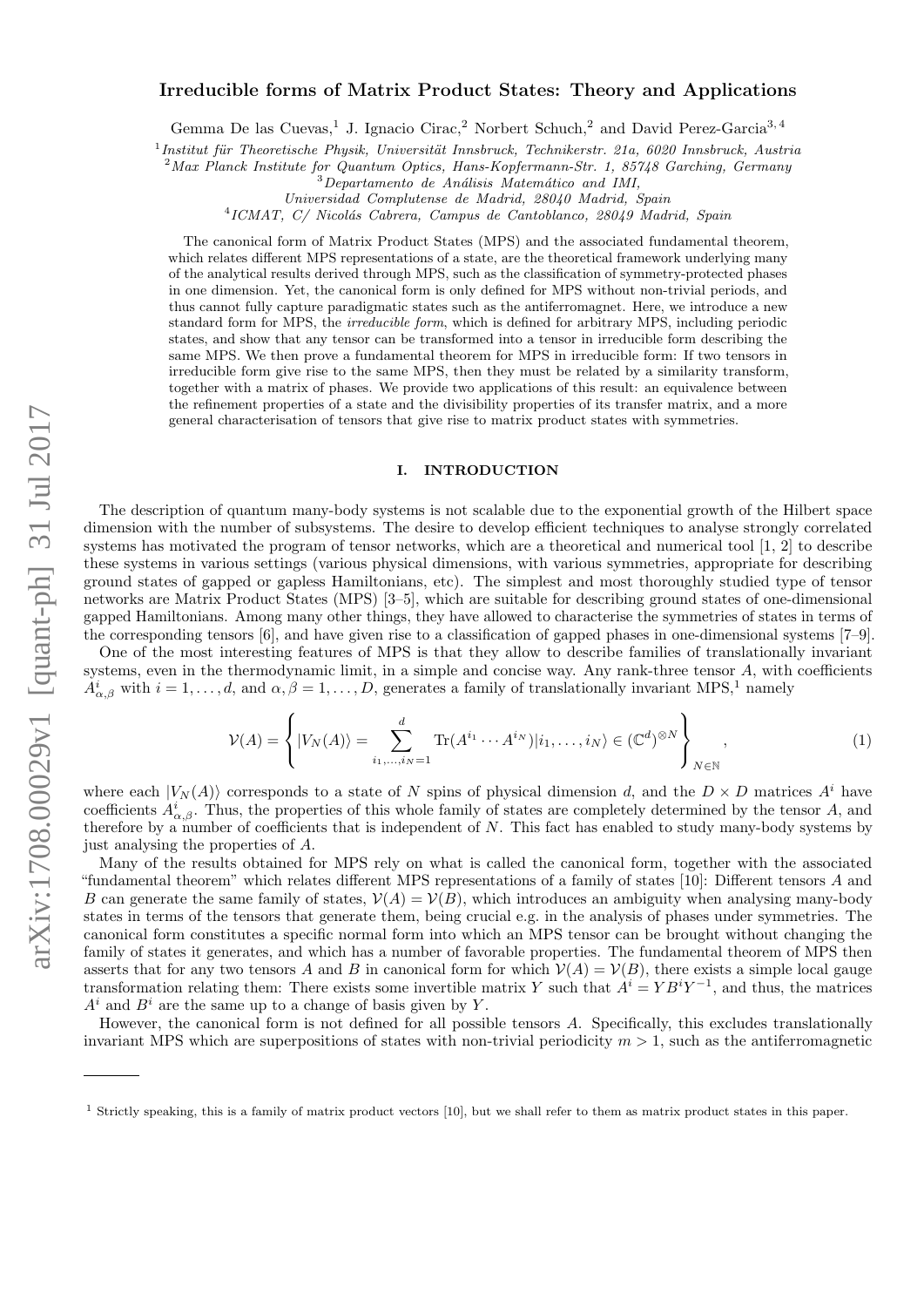# Irreducible forms of Matrix Product States: Theory and Applications

Gemma De las Cuevas,[1] J. Ignacio Cirac,[2] Norbert Schuch,[2] and David Perez-Garcia[3,4]

[1] *Institut für Theoretische Physik, Universität Innsbruck, Technikerstr. 21a, 6020 Innsbruck, Austria*
[2] *Max Planck Institute for Quantum Optics, Hans-Kopfermann-Str. 1, 85748 Garching, Germany*
[3] *Departamento de Análisis Matemático and IMI, Universidad Complutense de Madrid, 28040 Madrid, Spain*
[4] *ICMAT, C/ Nicolás Cabrera, Campus de Cantoblanco, 28049 Madrid, Spain*

The canonical form of Matrix Product States (MPS) and the associated fundamental theorem, which relates different MPS representations of a state, are the theoretical framework underlying many of the analytical results derived through MPS, such as the classification of symmetry-protected phases in one dimension. Yet, the canonical form is only defined for MPS without non-trivial periods, and thus cannot fully capture paradigmatic states such as the antiferromagnet. Here, we introduce a new standard form for MPS, the *irreducible form*, which is defined for arbitrary MPS, including periodic states, and show that any tensor can be transformed into a tensor in irreducible form describing the same MPS. We then prove a fundamental theorem for MPS in irreducible form: If two tensors in irreducible form give rise to the same MPS, then they must be related by a similarity transform, together with a matrix of phases. We provide two applications of this result: an equivalence between the refinement properties of a state and the divisibility properties of its transfer matrix, and a more general characterisation of tensors that give rise to matrix product states with symmetries.

## I. INTRODUCTION

The description of quantum many-body systems is not scalable due to the exponential growth of the Hilbert space dimension with the number of subsystems. The desire to develop efficient techniques to analyse strongly correlated systems has motivated the program of tensor networks, which are a theoretical and numerical tool [1, 2] to describe these systems in various settings (various physical dimensions, with various symmetries, appropriate for describing ground states of gapped or gapless Hamiltonians, etc). The simplest and most thoroughly studied type of tensor networks are Matrix Product States (MPS) [3–5], which are suitable for describing ground states of one-dimensional gapped Hamiltonians. Among many other things, they have allowed to characterise the symmetries of states in terms of the corresponding tensors [6], and have given rise to a classification of gapped phases in one-dimensional systems [7–9].

One of the most interesting features of MPS is that they allow to describe families of translationally invariant systems, even in the thermodynamic limit, in a simple and concise way. Any rank-three tensor $A$, with coefficients $A^i_{\alpha,\beta}$ with $i = 1, \ldots, d$, and $\alpha, \beta = 1, \ldots, D$, generates a family of translationally invariant MPS,[1] namely

$$\mathcal{V}(A) = \left\{ |V_N(A)\rangle = \sum_{i_1,\ldots,i_N=1}^{d} \mathrm{Tr}(A^{i_1} \cdots A^{i_N}) |i_1, \ldots, i_N\rangle \in (\mathbb{C}^d)^{\otimes N} \right\}_{N \in \mathbb{N}}, \tag{1}$$

where each $|V_N(A)\rangle$ corresponds to a state of $N$ spins of physical dimension $d$, and the $D \times D$ matrices $A^i$ have coefficients $A^i_{\alpha,\beta}$. Thus, the properties of this whole family of states are completely determined by the tensor $A$, and therefore by a number of coefficients that is independent of $N$. This fact has enabled to study many-body systems by just analysing the properties of $A$.

Many of the results obtained for MPS rely on what is called the canonical form, together with the associated "fundamental theorem" which relates different MPS representations of a family of states [10]: Different tensors $A$ and $B$ can generate the same family of states, $\mathcal{V}(A) = \mathcal{V}(B)$, which introduces an ambiguity when analysing many-body states in terms of the tensors that generate them, being crucial e.g. in the analysis of phases under symmetries. The canonical form constitutes a specific normal form into which an MPS tensor can be brought without changing the family of states it generates, and which has a number of favorable properties. The fundamental theorem of MPS then asserts that for any two tensors $A$ and $B$ in canonical form for which $\mathcal{V}(A) = \mathcal{V}(B)$, there exists a simple local gauge transformation relating them: There exists some invertible matrix $Y$ such that $A^i = Y B^i Y^{-1}$, and thus, the matrices $A^i$ and $B^i$ are the same up to a change of basis given by $Y$.

However, the canonical form is not defined for all possible tensors $A$. Specifically, this excludes translationally invariant MPS which are superpositions of states with non-trivial periodicity $m > 1$, such as the antiferromagnetic

---

[1] Strictly speaking, this is a family of matrix product vectors [10], but we shall refer to them as matrix product states in this paper.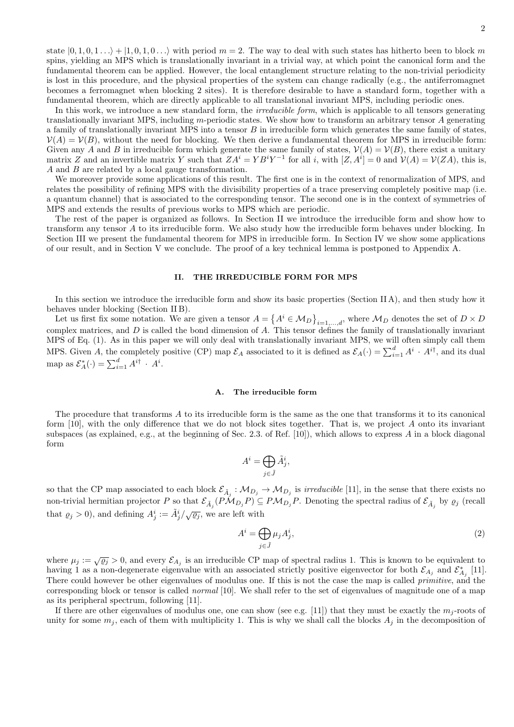state $|0,1,0,1\ldots\rangle + |1,0,1,0\ldots\rangle$ with period $m = 2$. The way to deal with such states has hitherto been to block $m$ spins, yielding an MPS which is translationally invariant in a trivial way, at which point the canonical form and the fundamental theorem can be applied. However, the local entanglement structure relating to the non-trivial periodicity is lost in this procedure, and the physical properties of the system can change radically (e.g., the antiferromagnet becomes a ferromagnet when blocking 2 sites). It is therefore desirable to have a standard form, together with a fundamental theorem, which are directly applicable to all translational invariant MPS, including periodic ones.

In this work, we introduce a new standard form, the *irreducible form*, which is applicable to all tensors generating translationally invariant MPS, including $m$-periodic states. We show how to transform an arbitrary tensor $A$ generating a family of translationally invariant MPS into a tensor $B$ in irreducible form which generates the same family of states, $\mathcal{V}(A) = \mathcal{V}(B)$, without the need for blocking. We then derive a fundamental theorem for MPS in irreducible form: Given any $A$ and $B$ in irreducible form which generate the same family of states, $\mathcal{V}(A) = \mathcal{V}(B)$, there exist a unitary matrix $Z$ and an invertible matrix $Y$ such that $ZA^i = YB^iY^{-1}$ for all $i$, with $[Z, A^i] = 0$ and $\mathcal{V}(A) = \mathcal{V}(ZA)$, this is, $A$ and $B$ are related by a local gauge transformation.

We moreover provide some applications of this result. The first one is in the context of renormalization of MPS, and relates the possibility of refining MPS with the divisibility properties of a trace preserving completely positive map (i.e. a quantum channel) that is associated to the corresponding tensor. The second one is in the context of symmetries of MPS and extends the results of previous works to MPS which are periodic.

The rest of the paper is organized as follows. In Section II we introduce the irreducible form and show how to transform any tensor $A$ to its irreducible form. We also study how the irreducible form behaves under blocking. In Section III we present the fundamental theorem for MPS in irreducible form. In Section IV we show some applications of our result, and in Section V we conclude. The proof of a key technical lemma is postponed to Appendix A.

## II. THE IRREDUCIBLE FORM FOR MPS

In this section we introduce the irreducible form and show its basic properties (Section II A), and then study how it behaves under blocking (Section II B).

Let us first fix some notation. We are given a tensor $A = \left\{A^i \in \mathcal{M}_D\right\}_{i=1,\ldots,d}$, where $\mathcal{M}_D$ denotes the set of $D\times D$ complex matrices, and $D$ is called the bond dimension of $A$. This tensor defines the family of translationally invariant MPS of Eq. (1). As in this paper we will only deal with translationally invariant MPS, we will often simply call them MPS. Given $A$, the completely positive (CP) map $\mathcal{E}_A$ associated to it is defined as $\mathcal{E}_A(\cdot) = \sum_{i=1}^d A^i \cdot A^{i\dagger}$, and its dual map as $\mathcal{E}_A^*(\cdot) = \sum_{i=1}^d A^{i\dagger} \cdot A^i$.

### A. The irreducible form

The procedure that transforms $A$ to its irreducible form is the same as the one that transforms it to its canonical form [10], with the only difference that we do not block sites together. That is, we project $A$ onto its invariant subspaces (as explained, e.g., at the beginning of Sec. 2.3. of Ref. [10]), which allows to express $A$ in a block diagonal form

$$A^i = \bigoplus_{j\in\tilde{J}} \tilde{A}^i_j,$$

so that the CP map associated to each block $\mathcal{E}_{\tilde{A}_j} : \mathcal{M}_{D_j} \to \mathcal{M}_{D_j}$ is *irreducible* [11], in the sense that there exists no non-trivial hermitian projector $P$ so that $\mathcal{E}_{\tilde{A}_j}(P\mathcal{M}_{D_j}P) \subseteq P\mathcal{M}_{D_j}P$. Denoting the spectral radius of $\mathcal{E}_{\tilde{A}_j}$ by $\varrho_j$ (recall that $\varrho_j > 0$), and defining $A^i_j := \tilde{A}^i_j/\sqrt{\varrho_j}$, we are left with

$$A^i = \bigoplus_{j\in\tilde{J}} \mu_j A^i_j, \tag{2}$$

where $\mu_j := \sqrt{\varrho_j} > 0$, and every $\mathcal{E}_{A_j}$ is an irreducible CP map of spectral radius 1. This is known to be equivalent to having 1 as a non-degenerate eigenvalue with an associated strictly positive eigenvector for both $\mathcal{E}_{A_j}$ and $\mathcal{E}^*_{A_j}$ [11]. There could however be other eigenvalues of modulus one. If this is not the case the map is called *primitive*, and the corresponding block or tensor is called *normal* [10]. We shall refer to the set of eigenvalues of magnitude one of a map as its peripheral spectrum, following [11].

If there are other eigenvalues of modulus one, one can show (see e.g. [11]) that they must be exactly the $m_j$-roots of unity for some $m_j$, each of them with multiplicity 1. This is why we shall call the blocks $A_j$ in the decomposition of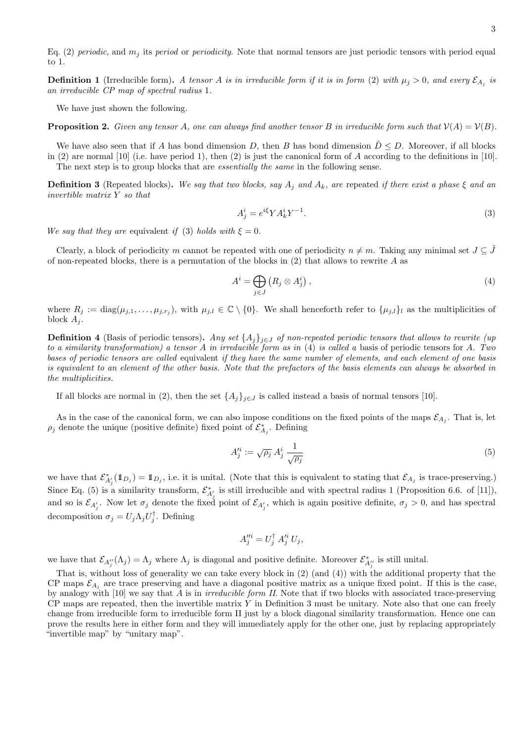Eq. (2) *periodic*, and $m_j$ its *period* or *periodicity*. Note that normal tensors are just periodic tensors with period equal to 1.

**Definition 1** (Irreducible form). *A tensor $A$ is in irreducible form if it is in form (2) with $\mu_j > 0$, and every $\mathcal{E}_{A_j}$ is an irreducible CP map of spectral radius 1.*

We have just shown the following.

**Proposition 2.** *Given any tensor $A$, one can always find another tensor $B$ in irreducible form such that $\mathcal{V}(A) = \mathcal{V}(B)$.*

We have also seen that if $A$ has bond dimension $D$, then $B$ has bond dimension $\tilde{D} \leq D$. Moreover, if all blocks in (2) are normal [10] (i.e. have period 1), then (2) is just the canonical form of $A$ according to the definitions in [10].

The next step is to group blocks that are *essentially the same* in the following sense.

**Definition 3** (Repeated blocks). *We say that two blocks, say $A_j$ and $A_k$, are* repeated *if there exist a phase $\xi$ and an invertible matrix $Y$ so that*

$$A_j^i = e^{i\xi} Y A_k^i Y^{-1}. \tag{3}$$

*We say that they are* equivalent *if (3) holds with $\xi = 0$.*

Clearly, a block of periodicity $m$ cannot be repeated with one of periodicity $n \neq m$. Taking any minimal set $J \subseteq \tilde{J}$ of non-repeated blocks, there is a permutation of the blocks in (2) that allows to rewrite $A$ as

$$A^i = \bigoplus_{j \in J} \left( R_j \otimes A_j^i \right), \tag{4}$$

where $R_j := \mathrm{diag}(\mu_{j,1}, \ldots, \mu_{j,r_j})$, with $\mu_{j,l} \in \mathbb{C} \setminus \{0\}$. We shall henceforth refer to $\{\mu_{j,l}\}_l$ as the multiplicities of block $A_j$.

**Definition 4** (Basis of periodic tensors). *Any set $\{A_j\}_{j \in J}$ of non-repeated periodic tensors that allows to rewrite (up to a similarity transformation) a tensor $A$ in irreducible form as in (4) is called a* basis of periodic tensors *for $A$. Two bases of periodic tensors are called* equivalent *if they have the same number of elements, and each element of one basis is equivalent to an element of the other basis. Note that the prefactors of the basis elements can always be absorbed in the multiplicities.*

If all blocks are normal in (2), then the set $\{A_j\}_{j \in J}$ is called instead a basis of normal tensors [10].

As in the case of the canonical form, we can also impose conditions on the fixed points of the maps $\mathcal{E}_{A_j}$. That is, let $\rho_j$ denote the unique (positive definite) fixed point of $\mathcal{E}_{A_j}^*$. Defining

$$A_j'^i := \sqrt{\rho_j}\, A_j^i \, \frac{1}{\sqrt{\rho_j}} \tag{5}$$

we have that $\mathcal{E}_{A_j'}^*(\mathbb{1}_{D_j}) = \mathbb{1}_{D_j}$, i.e. it is unital. (Note that this is equivalent to stating that $\mathcal{E}_{A_j}$ is trace-preserving.) Since Eq. (5) is a similarity transform, $\mathcal{E}_{A_j'}^*$ is still irreducible and with spectral radius 1 (Proposition 6.6. of [11]), and so is $\mathcal{E}_{A_j'}$. Now let $\sigma_j$ denote the fixed point of $\mathcal{E}_{A_j'}$, which is again positive definite, $\sigma_j > 0$, and has spectral decomposition $\sigma_j = U_j \Lambda_j U_j^\dagger$. Defining

$$A_j''^i = U_j^\dagger \, A_j'^i \, U_j,$$

we have that $\mathcal{E}_{A_j''}(\Lambda_j) = \Lambda_j$ where $\Lambda_j$ is diagonal and positive definite. Moreover $\mathcal{E}_{A_j''}^*$ is still unital.

That is, without loss of generality we can take every block in (2) (and (4)) with the additional property that the CP maps $\mathcal{E}_{A_j}$ are trace preserving and have a diagonal positive matrix as a unique fixed point. If this is the case, by analogy with [10] we say that $A$ is in *irreducible form II*. Note that if two blocks with associated trace-preserving CP maps are repeated, then the invertible matrix $Y$ in Definition 3 must be unitary. Note also that one can freely change from irreducible form to irreducible form II just by a block diagonal similarity transformation. Hence one can prove the results here in either form and they will immediately apply for the other one, just by replacing appropriately "invertible map" by "unitary map".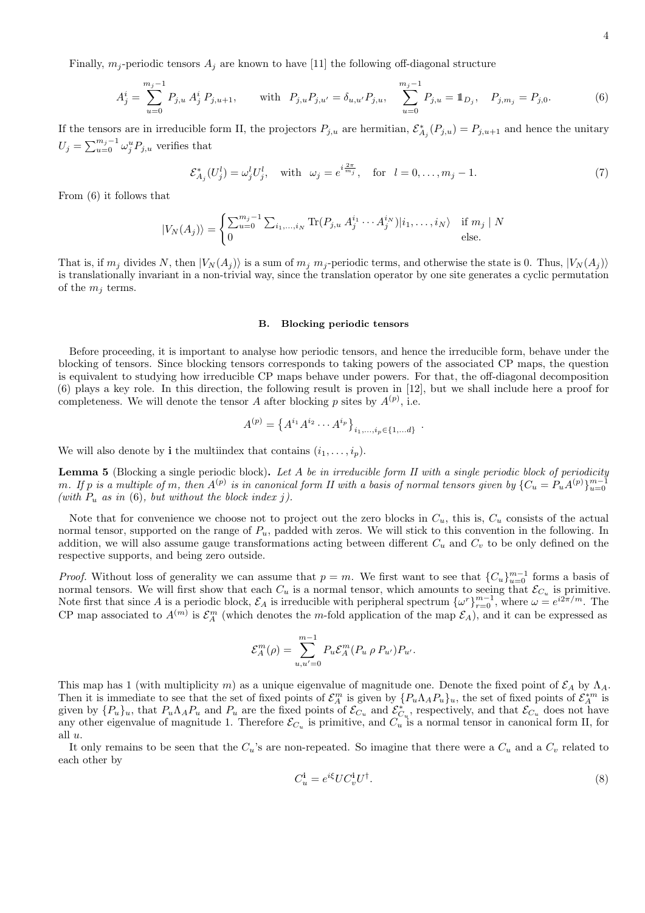Finally, $m_j$-periodic tensors $A_j$ are known to have [11] the following off-diagonal structure

$$A_j^i = \sum_{u=0}^{m_j-1} P_{j,u}\, A_j^i\, P_{j,u+1}, \qquad \text{with} \;\; P_{j,u}P_{j,u'} = \delta_{u,u'}P_{j,u}, \quad \sum_{u=0}^{m_j-1} P_{j,u} = \mathbb{1}_{D_j}, \quad P_{j,m_j} = P_{j,0}. \tag{6}$$

If the tensors are in irreducible form II, the projectors $P_{j,u}$ are hermitian, $\mathcal{E}^*_{A_j}(P_{j,u}) = P_{j,u+1}$ and hence the unitary $U_j = \sum_{u=0}^{m_j-1} \omega_j^u P_{j,u}$ verifies that

$$\mathcal{E}^*_{A_j}(U_j^l) = \omega_j^l U_j^l, \quad \text{with} \;\; \omega_j = e^{i\frac{2\pi}{m_j}}, \quad \text{for} \;\; l = 0, \ldots, m_j - 1. \tag{7}$$

From (6) it follows that

$$|V_N(A_j)\rangle = \begin{cases} \sum_{u=0}^{m_j-1} \sum_{i_1,\ldots,i_N} \mathrm{Tr}(P_{j,u}\, A_j^{i_1} \cdots A_j^{i_N}) |i_1, \ldots, i_N\rangle & \text{if } m_j \mid N \\ 0 & \text{else.} \end{cases}$$

That is, if $m_j$ divides $N$, then $|V_N(A_j)\rangle$ is a sum of $m_j$ $m_j$-periodic terms, and otherwise the state is 0. Thus, $|V_N(A_j)\rangle$ is translationally invariant in a non-trivial way, since the translation operator by one site generates a cyclic permutation of the $m_j$ terms.

### B. Blocking periodic tensors

Before proceeding, it is important to analyse how periodic tensors, and hence the irreducible form, behave under the blocking of tensors. Since blocking tensors corresponds to taking powers of the associated CP maps, the question is equivalent to studying how irreducible CP maps behave under powers. For that, the off-diagonal decomposition (6) plays a key role. In this direction, the following result is proven in [12], but we shall include here a proof for completeness. We will denote the tensor $A$ after blocking $p$ sites by $A^{(p)}$, i.e.

$$A^{(p)} = \left\{ A^{i_1} A^{i_2} \cdots A^{i_p} \right\}_{i_1,\ldots,i_p \in \{1,\ldots d\}} .$$

We will also denote by $\mathbf{i}$ the multiindex that contains $(i_1, \ldots, i_p)$.

**Lemma 5** (Blocking a single periodic block)**.** *Let $A$ be in irreducible form II with a single periodic block of periodicity $m$. If $p$ is a multiple of $m$, then $A^{(p)}$ is in canonical form II with a basis of normal tensors given by $\{C_u = P_u A^{(p)}\}_{u=0}^{m-1}$ (with $P_u$ as in (6), but without the block index $j$).*

Note that for convenience we choose not to project out the zero blocks in $C_u$, this is, $C_u$ consists of the actual normal tensor, supported on the range of $P_u$, padded with zeros. We will stick to this convention in the following. In addition, we will also assume gauge transformations acting between different $C_u$ and $C_v$ to be only defined on the respective supports, and being zero outside.

*Proof.* Without loss of generality we can assume that $p = m$. We first want to see that $\{C_u\}_{u=0}^{m-1}$ forms a basis of normal tensors. We will first show that each $C_u$ is a normal tensor, which amounts to seeing that $\mathcal{E}_{C_u}$ is primitive. Note first that since $A$ is a periodic block, $\mathcal{E}_A$ is irreducible with peripheral spectrum $\{\omega^r\}_{r=0}^{m-1}$, where $\omega = e^{i2\pi/m}$. The CP map associated to $A^{(m)}$ is $\mathcal{E}_A^m$ (which denotes the $m$-fold application of the map $\mathcal{E}_A$), and it can be expressed as

$$\mathcal{E}_A^m(\rho) = \sum_{u,u'=0}^{m-1} P_u \mathcal{E}_A^m(P_u\, \rho\, P_{u'}) P_{u'}.$$

This map has 1 (with multiplicity $m$) as a unique eigenvalue of magnitude one. Denote the fixed point of $\mathcal{E}_A$ by $\Lambda_A$. Then it is immediate to see that the set of fixed points of $\mathcal{E}_A^m$ is given by $\{P_u \Lambda_A P_u\}_u$, the set of fixed points of $\mathcal{E}_A^{*m}$ is given by $\{P_u\}_u$, that $P_u \Lambda_A P_u$ and $P_u$ are the fixed points of $\mathcal{E}_{C_u}$ and $\mathcal{E}^*_{C_u}$, respectively, and that $\mathcal{E}_{C_u}$ does not have any other eigenvalue of magnitude 1. Therefore $\mathcal{E}_{C_u}$ is primitive, and $C_u$ is a normal tensor in canonical form II, for all $u$.

It only remains to be seen that the $C_u$'s are non-repeated. So imagine that there were a $C_u$ and a $C_v$ related to each other by

$$C_u^{\mathbf{i}} = e^{i\xi} U C_v^{\mathbf{i}} U^\dagger. \tag{8}$$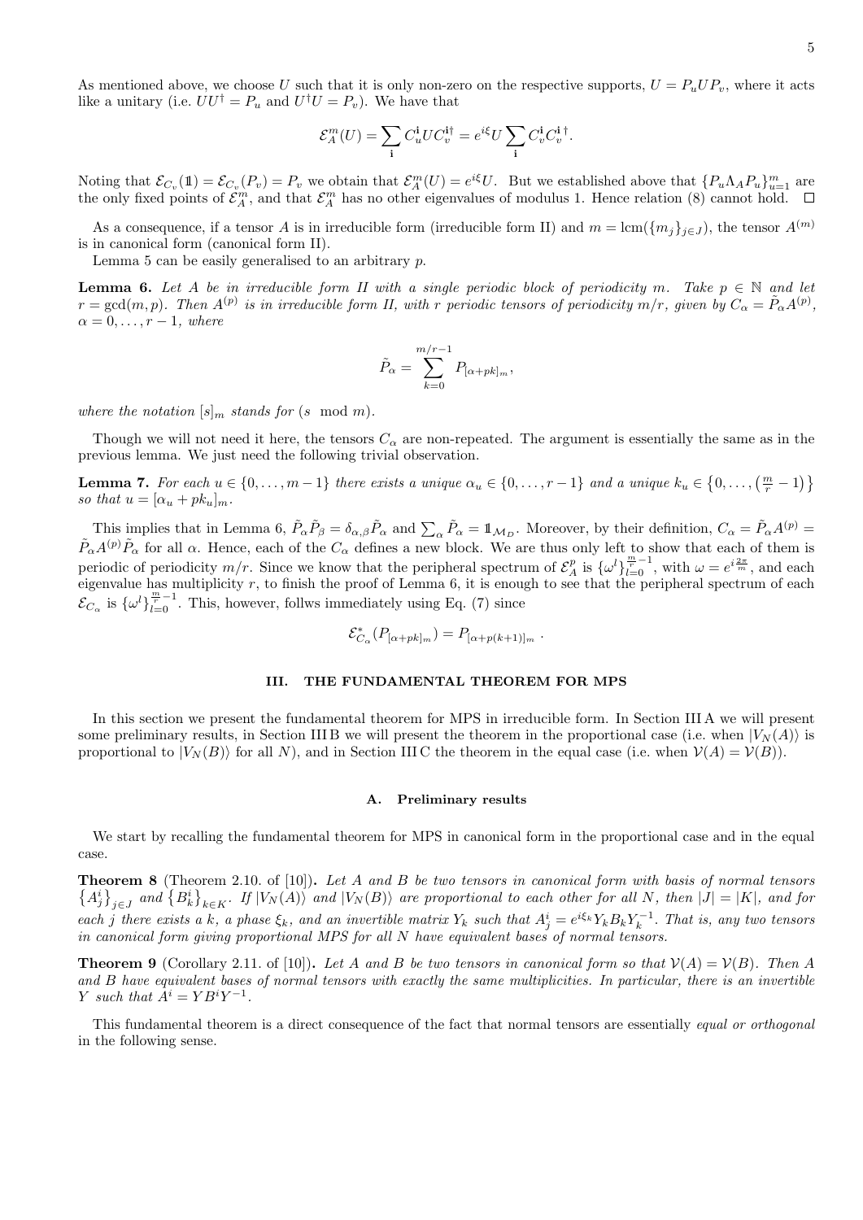As mentioned above, we choose $U$ such that it is only non-zero on the respective supports, $U = P_u U P_v$, where it acts like a unitary (i.e. $UU^\dagger = P_u$ and $U^\dagger U = P_v$). We have that

$$\mathcal{E}_A^m(U) = \sum_{\mathbf{i}} C_u^{\mathbf{i}} U C_v^{\mathbf{i}\dagger} = e^{i\xi} U \sum_{\mathbf{i}} C_v^{\mathbf{i}} C_v^{\mathbf{i}\,\dagger}.$$

Noting that $\mathcal{E}_{C_v}(\mathbb{1}) = \mathcal{E}_{C_v}(P_v) = P_v$ we obtain that $\mathcal{E}_A^m(U) = e^{i\xi} U$. But we established above that $\{P_u \Lambda_A P_u\}_{u=1}^m$ are the only fixed points of $\mathcal{E}_A^m$, and that $\mathcal{E}_A^m$ has no other eigenvalues of modulus 1. Hence relation (8) cannot hold. $\square$

As a consequence, if a tensor $A$ is in irreducible form (irreducible form II) and $m = \mathrm{lcm}(\{m_j\}_{j\in J})$, the tensor $A^{(m)}$ is in canonical form (canonical form II).

Lemma 5 can be easily generalised to an arbitrary $p$.

**Lemma 6.** *Let $A$ be in irreducible form II with a single periodic block of periodicity $m$. Take $p \in \mathbb{N}$ and let $r = \gcd(m,p)$. Then $A^{(p)}$ is in irreducible form II, with $r$ periodic tensors of periodicity $m/r$, given by $C_\alpha = \tilde{P}_\alpha A^{(p)}$, $\alpha = 0, \ldots, r-1$, where*

$$\tilde{P}_\alpha = \sum_{k=0}^{m/r-1} P_{[\alpha+pk]_m},$$

*where the notation $[s]_m$ stands for ($s \mod m$).*

Though we will not need it here, the tensors $C_\alpha$ are non-repeated. The argument is essentially the same as in the previous lemma. We just need the following trivial observation.

**Lemma 7.** *For each $u \in \{0,\ldots,m-1\}$ there exists a unique $\alpha_u \in \{0,\ldots,r-1\}$ and a unique $k_u \in \left\{0,\ldots,\left(\frac{m}{r}-1\right)\right\}$ so that $u = [\alpha_u + pk_u]_m$.*

This implies that in Lemma 6, $\tilde{P}_\alpha \tilde{P}_\beta = \delta_{\alpha,\beta}\tilde{P}_\alpha$ and $\sum_\alpha \tilde{P}_\alpha = \mathbb{1}_{\mathcal{M}_D}$. Moreover, by their definition, $C_\alpha = \tilde{P}_\alpha A^{(p)} = \tilde{P}_\alpha A^{(p)} \tilde{P}_\alpha$ for all $\alpha$. Hence, each of the $C_\alpha$ defines a new block. We are thus only left to show that each of them is periodic of periodicity $m/r$. Since we know that the peripheral spectrum of $\mathcal{E}_A^p$ is $\{\omega^l\}_{l=0}^{\frac{m}{r}-1}$, with $\omega = e^{i\frac{2\pi}{m}}$, and each eigenvalue has multiplicity $r$, to finish the proof of Lemma 6, it is enough to see that the peripheral spectrum of each $\mathcal{E}_{C_\alpha}$ is $\{\omega^l\}_{l=0}^{\frac{m}{r}-1}$. This, however, follws immediately using Eq. (7) since

$$\mathcal{E}^*_{C_\alpha}(P_{[\alpha+pk]_m}) = P_{[\alpha+p(k+1)]_m}\ .$$

## III. THE FUNDAMENTAL THEOREM FOR MPS

In this section we present the fundamental theorem for MPS in irreducible form. In Section III A we will present some preliminary results, in Section III B we will present the theorem in the proportional case (i.e. when $|V_N(A)\rangle$ is proportional to $|V_N(B)\rangle$ for all $N$), and in Section III C the theorem in the equal case (i.e. when $\mathcal{V}(A) = \mathcal{V}(B)$).

### A. Preliminary results

We start by recalling the fundamental theorem for MPS in canonical form in the proportional case and in the equal case.

**Theorem 8** (Theorem 2.10. of [10])**.** *Let $A$ and $B$ be two tensors in canonical form with basis of normal tensors $\{A_j^i\}_{j\in J}$ and $\{B_k^i\}_{k\in K}$. If $|V_N(A)\rangle$ and $|V_N(B)\rangle$ are proportional to each other for all $N$, then $|J| = |K|$, and for each $j$ there exists a $k$, a phase $\xi_k$, and an invertible matrix $Y_k$ such that $A_j^i = e^{i\xi_k} Y_k B_k Y_k^{-1}$. That is, any two tensors in canonical form giving proportional MPS for all $N$ have equivalent bases of normal tensors.*

**Theorem 9** (Corollary 2.11. of [10])**.** *Let $A$ and $B$ be two tensors in canonical form so that $\mathcal{V}(A) = \mathcal{V}(B)$. Then $A$ and $B$ have equivalent bases of normal tensors with exactly the same multiplicities. In particular, there is an invertible $Y$ such that $A^i = YB^iY^{-1}$.*

This fundamental theorem is a direct consequence of the fact that normal tensors are essentially *equal or orthogonal* in the following sense.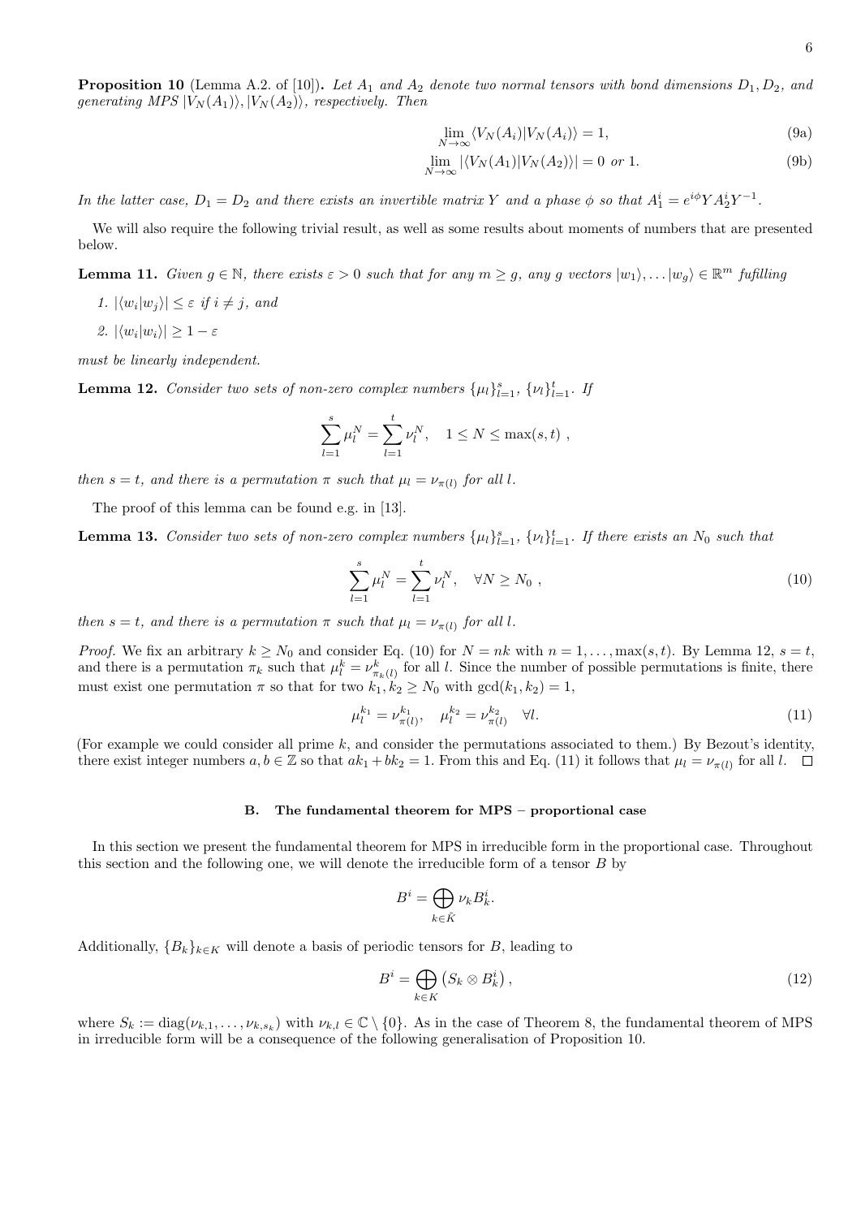**Proposition 10** (Lemma A.2. of [10])**.** *Let $A_1$ and $A_2$ denote two normal tensors with bond dimensions $D_1, D_2$, and generating MPS $|V_N(A_1)\rangle, |V_N(A_2)\rangle$, respectively. Then*

$$\lim_{N\to\infty} \langle V_N(A_i)|V_N(A_i)\rangle = 1, \tag{9a}$$

$$\lim_{N\to\infty} |\langle V_N(A_1)|V_N(A_2)\rangle| = 0 \text{ or } 1. \tag{9b}$$

*In the latter case, $D_1 = D_2$ and there exists an invertible matrix $Y$ and a phase $\phi$ so that $A_1^i = e^{i\phi} Y A_2^i Y^{-1}$.*

We will also require the following trivial result, as well as some results about moments of numbers that are presented below.

**Lemma 11.** *Given $g \in \mathbb{N}$, there exists $\varepsilon > 0$ such that for any $m \geq g$, any $g$ vectors $|w_1\rangle, \ldots |w_g\rangle \in \mathbb{R}^m$ fufilling*

1. *$|\langle w_i|w_j\rangle| \leq \varepsilon$ if $i \neq j$, and*
2. *$|\langle w_i|w_i\rangle| \geq 1 - \varepsilon$*

*must be linearly independent.*

**Lemma 12.** *Consider two sets of non-zero complex numbers $\{\mu_l\}_{l=1}^s$, $\{\nu_l\}_{l=1}^t$. If*

$$\sum_{l=1}^{s} \mu_l^N = \sum_{l=1}^{t} \nu_l^N, \quad 1 \leq N \leq \max(s,t) \ ,$$

*then $s = t$, and there is a permutation $\pi$ such that $\mu_l = \nu_{\pi(l)}$ for all $l$.*

The proof of this lemma can be found e.g. in [13].

**Lemma 13.** *Consider two sets of non-zero complex numbers $\{\mu_l\}_{l=1}^s$, $\{\nu_l\}_{l=1}^t$. If there exists an $N_0$ such that*

$$\sum_{l=1}^{s} \mu_l^N = \sum_{l=1}^{t} \nu_l^N, \quad \forall N \geq N_0 \ , \tag{10}$$

*then $s = t$, and there is a permutation $\pi$ such that $\mu_l = \nu_{\pi(l)}$ for all $l$.*

*Proof.* We fix an arbitrary $k \geq N_0$ and consider Eq. (10) for $N = nk$ with $n = 1, \ldots, \max(s,t)$. By Lemma 12, $s = t$, and there is a permutation $\pi_k$ such that $\mu_l^k = \nu_{\pi_k(l)}^k$ for all $l$. Since the number of possible permutations is finite, there must exist one permutation $\pi$ so that for two $k_1, k_2 \geq N_0$ with $\gcd(k_1, k_2) = 1$,

$$\mu_l^{k_1} = \nu_{\pi(l)}^{k_1}, \quad \mu_l^{k_2} = \nu_{\pi(l)}^{k_2} \quad \forall l. \tag{11}$$

(For example we could consider all prime $k$, and consider the permutations associated to them.) By Bezout's identity, there exist integer numbers $a, b \in \mathbb{Z}$ so that $ak_1 + bk_2 = 1$. From this and Eq. (11) it follows that $\mu_l = \nu_{\pi(l)}$ for all $l$. $\square$

### B. The fundamental theorem for MPS – proportional case

In this section we present the fundamental theorem for MPS in irreducible form in the proportional case. Throughout this section and the following one, we will denote the irreducible form of a tensor $B$ by

$$B^i = \bigoplus_{k\in\tilde{K}} \nu_k B_k^i.$$

Additionally, $\{B_k\}_{k\in K}$ will denote a basis of periodic tensors for $B$, leading to

$$B^i = \bigoplus_{k\in K} \left(S_k \otimes B_k^i\right), \tag{12}$$

where $S_k := \mathrm{diag}(\nu_{k,1}, \ldots, \nu_{k,s_k})$ with $\nu_{k,l} \in \mathbb{C}\setminus\{0\}$. As in the case of Theorem 8, the fundamental theorem of MPS in irreducible form will be a consequence of the following generalisation of Proposition 10.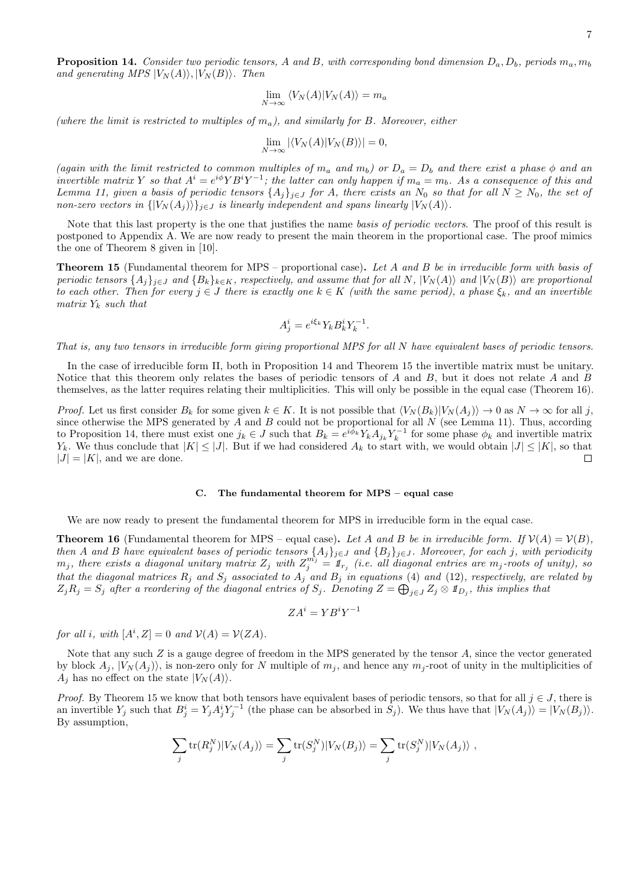**Proposition 14.** *Consider two periodic tensors, A and B, with corresponding bond dimension $D_a, D_b$, periods $m_a, m_b$ and generating MPS $|V_N(A)\rangle, |V_N(B)\rangle$. Then*

$$\lim_{N\to\infty} \langle V_N(A)|V_N(A)\rangle = m_a$$

*(where the limit is restricted to multiples of $m_a$), and similarly for B. Moreover, either*

$$\lim_{N\to\infty} |\langle V_N(A)|V_N(B)\rangle| = 0,$$

*(again with the limit restricted to common multiples of $m_a$ and $m_b$) or $D_a = D_b$ and there exist a phase $\phi$ and an invertible matrix Y so that $A^i = e^{i\phi} Y B^i Y^{-1}$; the latter can only happen if $m_a = m_b$. As a consequence of this and Lemma 11, given a basis of periodic tensors $\{A_j\}_{j\in J}$ for A, there exists an $N_0$ so that for all $N \geq N_0$, the set of non-zero vectors in $\{|V_N(A_j)\rangle\}_{j\in J}$ is linearly independent and spans linearly $|V_N(A)\rangle$.*

Note that this last property is the one that justifies the name *basis of periodic vectors*. The proof of this result is postponed to Appendix A. We are now ready to present the main theorem in the proportional case. The proof mimics the one of Theorem 8 given in [10].

**Theorem 15** (Fundamental theorem for MPS – proportional case)**.** *Let A and B be in irreducible form with basis of periodic tensors $\{A_j\}_{j\in J}$ and $\{B_k\}_{k\in K}$, respectively, and assume that for all N, $|V_N(A)\rangle$ and $|V_N(B)\rangle$ are proportional to each other. Then for every $j \in J$ there is exactly one $k \in K$ (with the same period), a phase $\xi_k$, and an invertible matrix $Y_k$ such that*

$$A_j^i = e^{i\xi_k} Y_k B_k^i Y_k^{-1}.$$

*That is, any two tensors in irreducible form giving proportional MPS for all N have equivalent bases of periodic tensors.*

In the case of irreducible form II, both in Proposition 14 and Theorem 15 the invertible matrix must be unitary. Notice that this theorem only relates the bases of periodic tensors of A and B, but it does not relate A and B themselves, as the latter requires relating their multiplicities. This will only be possible in the equal case (Theorem 16).

*Proof.* Let us first consider $B_k$ for some given $k \in K$. It is not possible that $\langle V_N(B_k)|V_N(A_j)\rangle \to 0$ as $N \to \infty$ for all j, since otherwise the MPS generated by A and B could not be proportional for all N (see Lemma 11). Thus, according to Proposition 14, there must exist one $j_k \in J$ such that $B_k = e^{i\phi_k} Y_k A_{j_k} Y_k^{-1}$ for some phase $\phi_k$ and invertible matrix $Y_k$. We thus conclude that $|K| \leq |J|$. But if we had considered $A_k$ to start with, we would obtain $|J| \leq |K|$, so that $|J| = |K|$, and we are done. □

### C. The fundamental theorem for MPS – equal case

We are now ready to present the fundamental theorem for MPS in irreducible form in the equal case.

**Theorem 16** (Fundamental theorem for MPS – equal case)**.** *Let A and B be in irreducible form. If $\mathcal{V}(A) = \mathcal{V}(B)$, then A and B have equivalent bases of periodic tensors $\{A_j\}_{j\in J}$ and $\{B_j\}_{j\in J}$. Moreover, for each j, with periodicity $m_j$, there exists a diagonal unitary matrix $Z_j$ with $Z_j^{m_j} = \mathbb{1}_{r_j}$ (i.e. all diagonal entries are $m_j$-roots of unity), so that the diagonal matrices $R_j$ and $S_j$ associated to $A_j$ and $B_j$ in equations (4) and (12), respectively, are related by $Z_j R_j = S_j$ after a reordering of the diagonal entries of $S_j$. Denoting $Z = \bigoplus_{j\in J} Z_j \otimes \mathbb{1}_{D_j}$, this implies that*

$$ZA^i = YB^iY^{-1}$$

*for all i, with $[A^i, Z] = 0$ and $\mathcal{V}(A) = \mathcal{V}(ZA)$.*

Note that any such Z is a gauge degree of freedom in the MPS generated by the tensor A, since the vector generated by block $A_j$, $|V_N(A_j)\rangle$, is non-zero only for N multiple of $m_j$, and hence any $m_j$-root of unity in the multiplicities of $A_j$ has no effect on the state $|V_N(A)\rangle$.

*Proof.* By Theorem 15 we know that both tensors have equivalent bases of periodic tensors, so that for all $j \in J$, there is an invertible $Y_j$ such that $B_j^i = Y_j A_j^i Y_j^{-1}$ (the phase can be absorbed in $S_j$). We thus have that $|V_N(A_j)\rangle = |V_N(B_j)\rangle$. By assumption,

$$\sum_j \text{tr}(R_j^N)|V_N(A_j)\rangle = \sum_j \text{tr}(S_j^N)|V_N(B_j)\rangle = \sum_j \text{tr}(S_j^N)|V_N(A_j)\rangle\ ,$$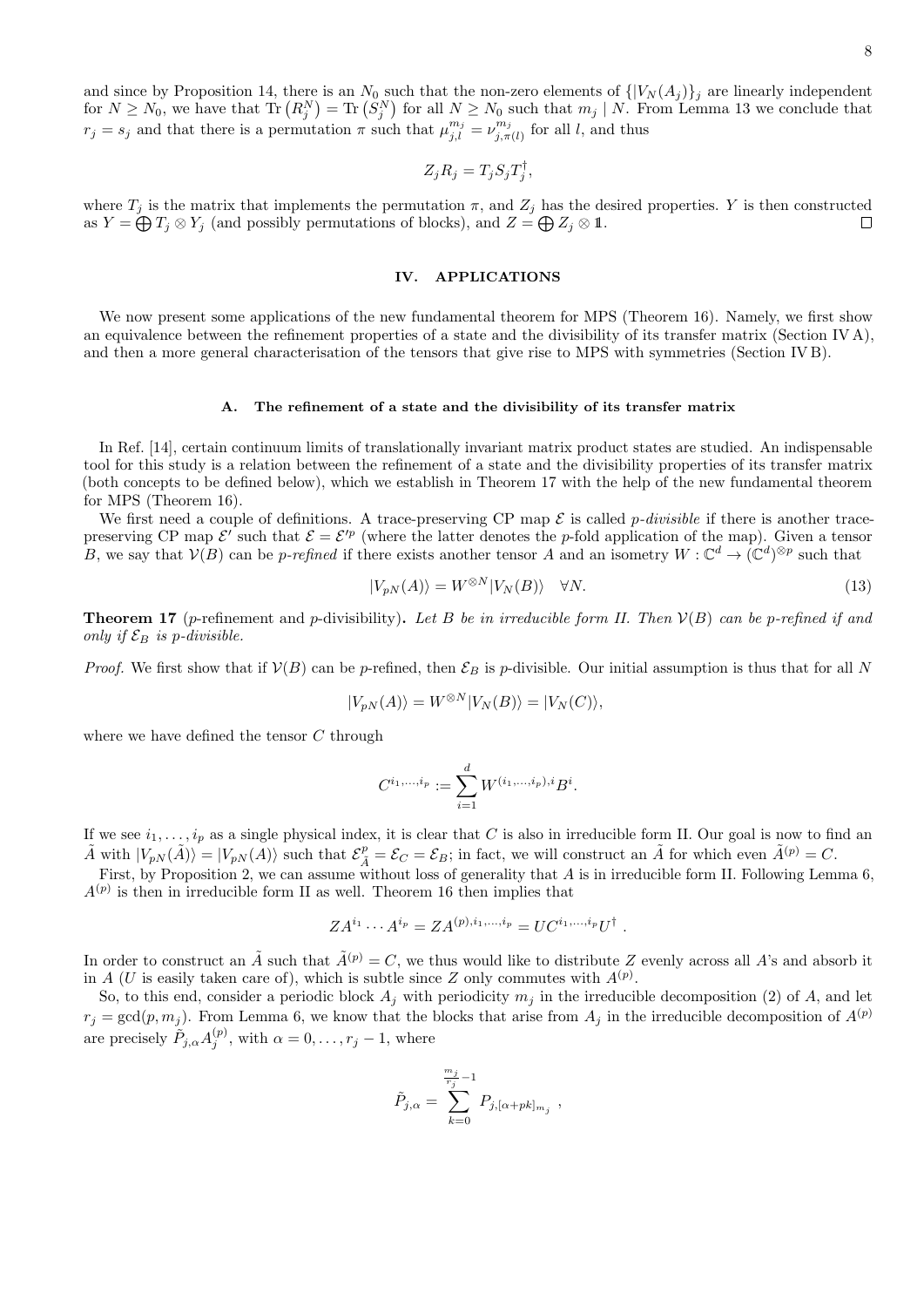and since by Proposition 14, there is an $N_0$ such that the non-zero elements of $\{|V_N(A_j)\rangle\}_j$ are linearly independent for $N \geq N_0$, we have that $\mathrm{Tr}\left(R_j^N\right) = \mathrm{Tr}\left(S_j^N\right)$ for all $N \geq N_0$ such that $m_j \mid N$. From Lemma 13 we conclude that $r_j = s_j$ and that there is a permutation $\pi$ such that $\mu_{j,l}^{m_j} = \nu_{j,\pi(l)}^{m_j}$ for all $l$, and thus

$$Z_j R_j = T_j S_j T_j^\dagger,$$

where $T_j$ is the matrix that implements the permutation $\pi$, and $Z_j$ has the desired properties. $Y$ is then constructed as $Y = \bigoplus T_j \otimes Y_j$ (and possibly permutations of blocks), and $Z = \bigoplus Z_j \otimes \mathbb{1}$. □

## IV. APPLICATIONS

We now present some applications of the new fundamental theorem for MPS (Theorem 16). Namely, we first show an equivalence between the refinement properties of a state and the divisibility of its transfer matrix (Section IV A), and then a more general characterisation of the tensors that give rise to MPS with symmetries (Section IV B).

### A. The refinement of a state and the divisibility of its transfer matrix

In Ref. [14], certain continuum limits of translationally invariant matrix product states are studied. An indispensable tool for this study is a relation between the refinement of a state and the divisibility properties of its transfer matrix (both concepts to be defined below), which we establish in Theorem 17 with the help of the new fundamental theorem for MPS (Theorem 16).

We first need a couple of definitions. A trace-preserving CP map $\mathcal{E}$ is called *p-divisible* if there is another trace-preserving CP map $\mathcal{E}'$ such that $\mathcal{E} = \mathcal{E}'^p$ (where the latter denotes the $p$-fold application of the map). Given a tensor $B$, we say that $\mathcal{V}(B)$ can be *p-refined* if there exists another tensor $A$ and an isometry $W : \mathbb{C}^d \to (\mathbb{C}^d)^{\otimes p}$ such that

$$|V_{pN}(A)\rangle = W^{\otimes N}|V_N(B)\rangle \quad \forall N. \tag{13}$$

**Theorem 17** (*p*-refinement and *p*-divisibility)**.** *Let $B$ be in irreducible form II. Then $\mathcal{V}(B)$ can be p-refined if and only if $\mathcal{E}_B$ is p-divisible.*

*Proof.* We first show that if $\mathcal{V}(B)$ can be $p$-refined, then $\mathcal{E}_B$ is $p$-divisible. Our initial assumption is thus that for all $N$

$$|V_{pN}(A)\rangle = W^{\otimes N}|V_N(B)\rangle = |V_N(C)\rangle,$$

where we have defined the tensor $C$ through

$$C^{i_1,\ldots,i_p} := \sum_{i=1}^{d} W^{(i_1,\ldots,i_p),i} B^i.$$

If we see $i_1, \ldots, i_p$ as a single physical index, it is clear that $C$ is also in irreducible form II. Our goal is now to find an $\tilde{A}$ with $|V_{pN}(\tilde{A})\rangle = |V_{pN}(A)\rangle$ such that $\mathcal{E}_{\tilde{A}}^p = \mathcal{E}_C = \mathcal{E}_B$; in fact, we will construct an $\tilde{A}$ for which even $\tilde{A}^{(p)} = C$.

First, by Proposition 2, we can assume without loss of generality that $A$ is in irreducible form II. Following Lemma 6, $A^{(p)}$ is then in irreducible form II as well. Theorem 16 then implies that

$$ZA^{i_1} \cdots A^{i_p} = ZA^{(p),i_1,\ldots,i_p} = UC^{i_1,\ldots,i_p}U^\dagger \ .$$

In order to construct an $\tilde{A}$ such that $\tilde{A}^{(p)} = C$, we thus would like to distribute $Z$ evenly across all $A$'s and absorb it in $A$ ($U$ is easily taken care of), which is subtle since $Z$ only commutes with $A^{(p)}$.

So, to this end, consider a periodic block $A_j$ with periodicity $m_j$ in the irreducible decomposition (2) of $A$, and let $r_j = \gcd(p, m_j)$. From Lemma 6, we know that the blocks that arise from $A_j$ in the irreducible decomposition of $A^{(p)}$ are precisely $\tilde{P}_{j,\alpha}A_j^{(p)}$, with $\alpha = 0, \ldots, r_j - 1$, where

$$\tilde{P}_{j,\alpha} = \sum_{k=0}^{\frac{m_j}{r_j}-1} P_{j,[\alpha+pk]_{m_j}} \ ,$$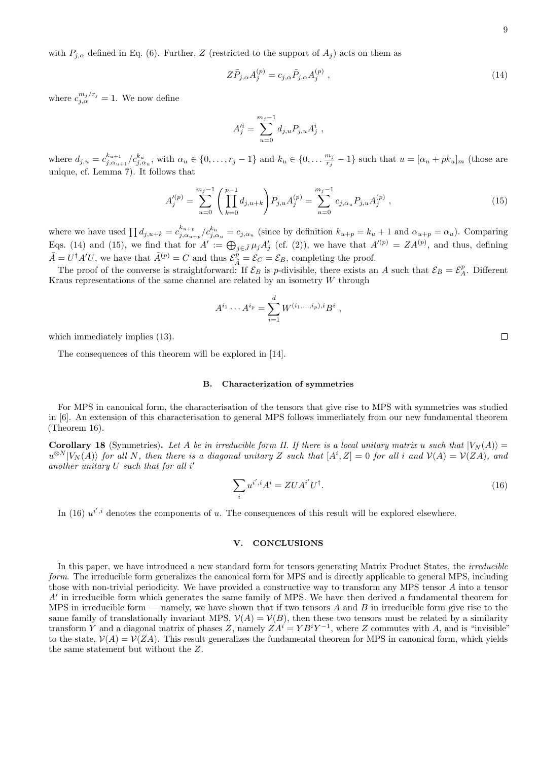with $P_{j,\alpha}$ defined in Eq. (6). Further, $Z$ (restricted to the support of $A_j$) acts on them as

$$Z\tilde{P}_{j,\alpha}A_j^{(p)} = c_{j,\alpha}\tilde{P}_{j,\alpha}A_j^{(p)} \ , \tag{14}$$

where $c_{j,\alpha}^{m_j/r_j} = 1$. We now define

$$A_j'^{i} = \sum_{u=0}^{m_j-1} d_{j,u} P_{j,u} A_j^i \ ,$$

where $d_{j,u} = c_{j,\alpha_{u+1}}^{k_{u+1}}/c_{j,\alpha_u}^{k_u}$, with $\alpha_u \in \{0,\ldots,r_j-1\}$ and $k_u \in \{0,\ldots \frac{m_j}{r_j}-1\}$ such that $u = [\alpha_u + pk_u]_m$ (those are unique, cf. Lemma 7). It follows that

$$A_j'^{(p)} = \sum_{u=0}^{m_j-1}\left(\prod_{k=0}^{p-1} d_{j,u+k}\right)P_{j,u}A_j^{(p)} = \sum_{u=0}^{m_j-1} c_{j,\alpha_u}P_{j,u}A_j^{(p)} \ , \tag{15}$$

where we have used $\prod d_{j,u+k} = c_{j,\alpha_{u+p}}^{k_{u+p}}/c_{j,\alpha_u}^{k_u} = c_{j,\alpha_u}$ (since by definition $k_{u+p} = k_u + 1$ and $\alpha_{u+p} = \alpha_u$). Comparing Eqs. (14) and (15), we find that for $A' := \bigoplus_{j\in\bar{J}} \mu_j A_j'$ (cf. (2)), we have that $A'^{(p)} = ZA^{(p)}$, and thus, defining $\tilde{A} = U^\dagger A' U$, we have that $\tilde{A}^{(p)} = C$ and thus $\mathcal{E}_{\tilde{A}}^p = \mathcal{E}_C = \mathcal{E}_B$, completing the proof.

The proof of the converse is straightforward: If $\mathcal{E}_B$ is $p$-divisible, there exists an $A$ such that $\mathcal{E}_B = \mathcal{E}_A^p$. Different Kraus representations of the same channel are related by an isometry $W$ through

$$A^{i_1}\cdots A^{i_p} = \sum_{i=1}^{d} W^{(i_1,\ldots,i_p),i}B^i \ ,$$

which immediately implies (13). □

The consequences of this theorem will be explored in [14].

### B. Characterization of symmetries

For MPS in canonical form, the characterisation of the tensors that give rise to MPS with symmetries was studied in [6]. An extension of this characterisation to general MPS follows immediately from our new fundamental theorem (Theorem 16).

**Corollary 18** (Symmetries)**.** *Let $A$ be in irreducible form II. If there is a local unitary matrix $u$ such that $|V_N(A)\rangle = u^{\otimes N}|V_N(A)\rangle$ for all $N$, then there is a diagonal unitary $Z$ such that $[A^i, Z] = 0$ for all $i$ and $\mathcal{V}(A) = \mathcal{V}(ZA)$, and another unitary $U$ such that for all $i'$*

$$\sum_i u^{i',i}A^i = ZUA^{i'}U^\dagger. \tag{16}$$

In (16) $u^{i',i}$ denotes the components of $u$. The consequences of this result will be explored elsewhere.

## V. CONCLUSIONS

In this paper, we have introduced a new standard form for tensors generating Matrix Product States, the *irreducible form*. The irreducible form generalizes the canonical form for MPS and is directly applicable to general MPS, including those with non-trivial periodicity. We have provided a constructive way to transform any MPS tensor $A$ into a tensor $A'$ in irreducible form which generates the same family of MPS. We have then derived a fundamental theorem for MPS in irreducible form — namely, we have shown that if two tensors $A$ and $B$ in irreducible form give rise to the same family of translationally invariant MPS, $\mathcal{V}(A) = \mathcal{V}(B)$, then these two tensors must be related by a similarity transform $Y$ and a diagonal matrix of phases $Z$, namely $ZA^i = YB^iY^{-1}$, where $Z$ commutes with $A$, and is "invisible" to the state, $\mathcal{V}(A) = \mathcal{V}(ZA)$. This result generalizes the fundamental theorem for MPS in canonical form, which yields the same statement but without the $Z$.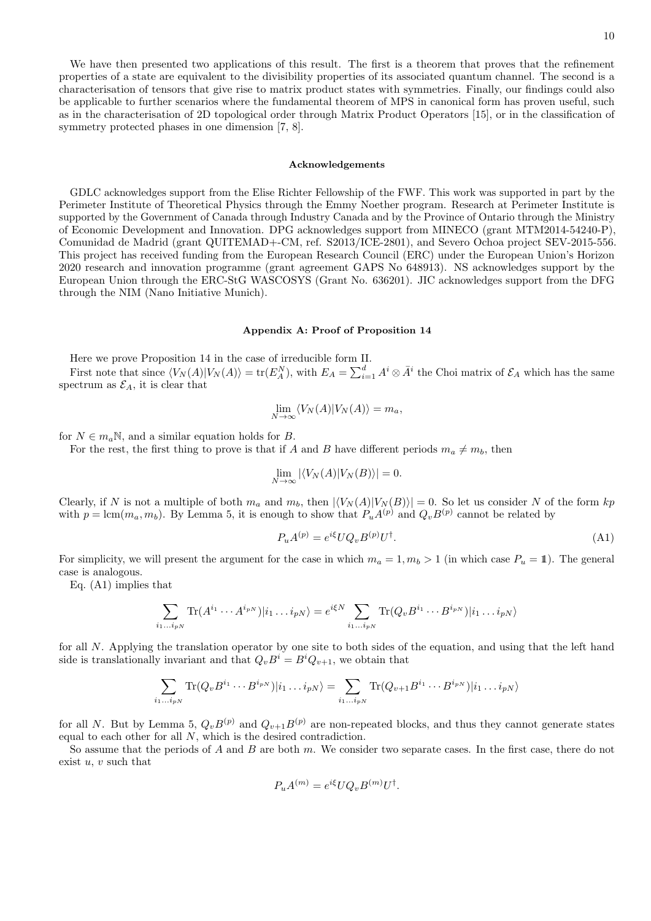We have then presented two applications of this result. The first is a theorem that proves that the refinement properties of a state are equivalent to the divisibility properties of its associated quantum channel. The second is a characterisation of tensors that give rise to matrix product states with symmetries. Finally, our findings could also be applicable to further scenarios where the fundamental theorem of MPS in canonical form has proven useful, such as in the characterisation of 2D topological order through Matrix Product Operators [15], or in the classification of symmetry protected phases in one dimension [7, 8].

### Acknowledgements

GDLC acknowledges support from the Elise Richter Fellowship of the FWF. This work was supported in part by the Perimeter Institute of Theoretical Physics through the Emmy Noether program. Research at Perimeter Institute is supported by the Government of Canada through Industry Canada and by the Province of Ontario through the Ministry of Economic Development and Innovation. DPG acknowledges support from MINECO (grant MTM2014-54240-P), Comunidad de Madrid (grant QUITEMAD+-CM, ref. S2013/ICE-2801), and Severo Ochoa project SEV-2015-556. This project has received funding from the European Research Council (ERC) under the European Union's Horizon 2020 research and innovation programme (grant agreement GAPS No 648913). NS acknowledges support by the European Union through the ERC-StG WASCOSYS (Grant No. 636201). JIC acknowledges support from the DFG through the NIM (Nano Initiative Munich).

### Appendix A: Proof of Proposition 14

Here we prove Proposition 14 in the case of irreducible form II.

First note that since $\langle V_N(A)|V_N(A)\rangle = \mathrm{tr}(E_A^N)$, with $E_A = \sum_{i=1}^d A^i \otimes \bar{A}^i$ the Choi matrix of $\mathcal{E}_A$ which has the same spectrum as $\mathcal{E}_A$, it is clear that

$$\lim_{N\to\infty} \langle V_N(A)|V_N(A)\rangle = m_a,$$

for $N \in m_a\mathbb{N}$, and a similar equation holds for $B$.

For the rest, the first thing to prove is that if $A$ and $B$ have different periods $m_a \neq m_b$, then

$$\lim_{N\to\infty} |\langle V_N(A)|V_N(B)\rangle| = 0.$$

Clearly, if $N$ is not a multiple of both $m_a$ and $m_b$, then $|\langle V_N(A)|V_N(B)\rangle| = 0$. So let us consider $N$ of the form $kp$ with $p = \mathrm{lcm}(m_a, m_b)$. By Lemma 5, it is enough to show that $P_u A^{(p)}$ and $Q_v B^{(p)}$ cannot be related by

$$P_u A^{(p)} = e^{i\xi} U Q_v B^{(p)} U^\dagger. \tag{A1}$$

For simplicity, we will present the argument for the case in which $m_a = 1, m_b > 1$ (in which case $P_u = \mathbb{1}$). The general case is analogous.

Eq. (A1) implies that

$$\sum_{i_1\ldots i_{pN}} \mathrm{Tr}(A^{i_1}\cdots A^{i_{pN}})|i_1\ldots i_{pN}\rangle = e^{i\xi N} \sum_{i_1\ldots i_{pN}} \mathrm{Tr}(Q_v B^{i_1}\cdots B^{i_{pN}})|i_1\ldots i_{pN}\rangle$$

for all $N$. Applying the translation operator by one site to both sides of the equation, and using that the left hand side is translationally invariant and that $Q_v B^i = B^i Q_{v+1}$, we obtain that

$$\sum_{i_1\ldots i_{pN}} \mathrm{Tr}(Q_v B^{i_1}\cdots B^{i_{pN}})|i_1\ldots i_{pN}\rangle = \sum_{i_1\ldots i_{pN}} \mathrm{Tr}(Q_{v+1} B^{i_1}\cdots B^{i_{pN}})|i_1\ldots i_{pN}\rangle$$

for all $N$. But by Lemma 5, $Q_v B^{(p)}$ and $Q_{v+1} B^{(p)}$ are non-repeated blocks, and thus they cannot generate states equal to each other for all $N$, which is the desired contradiction.

So assume that the periods of $A$ and $B$ are both $m$. We consider two separate cases. In the first case, there do not exist $u$, $v$ such that

$$P_u A^{(m)} = e^{i\xi} U Q_v B^{(m)} U^\dagger.$$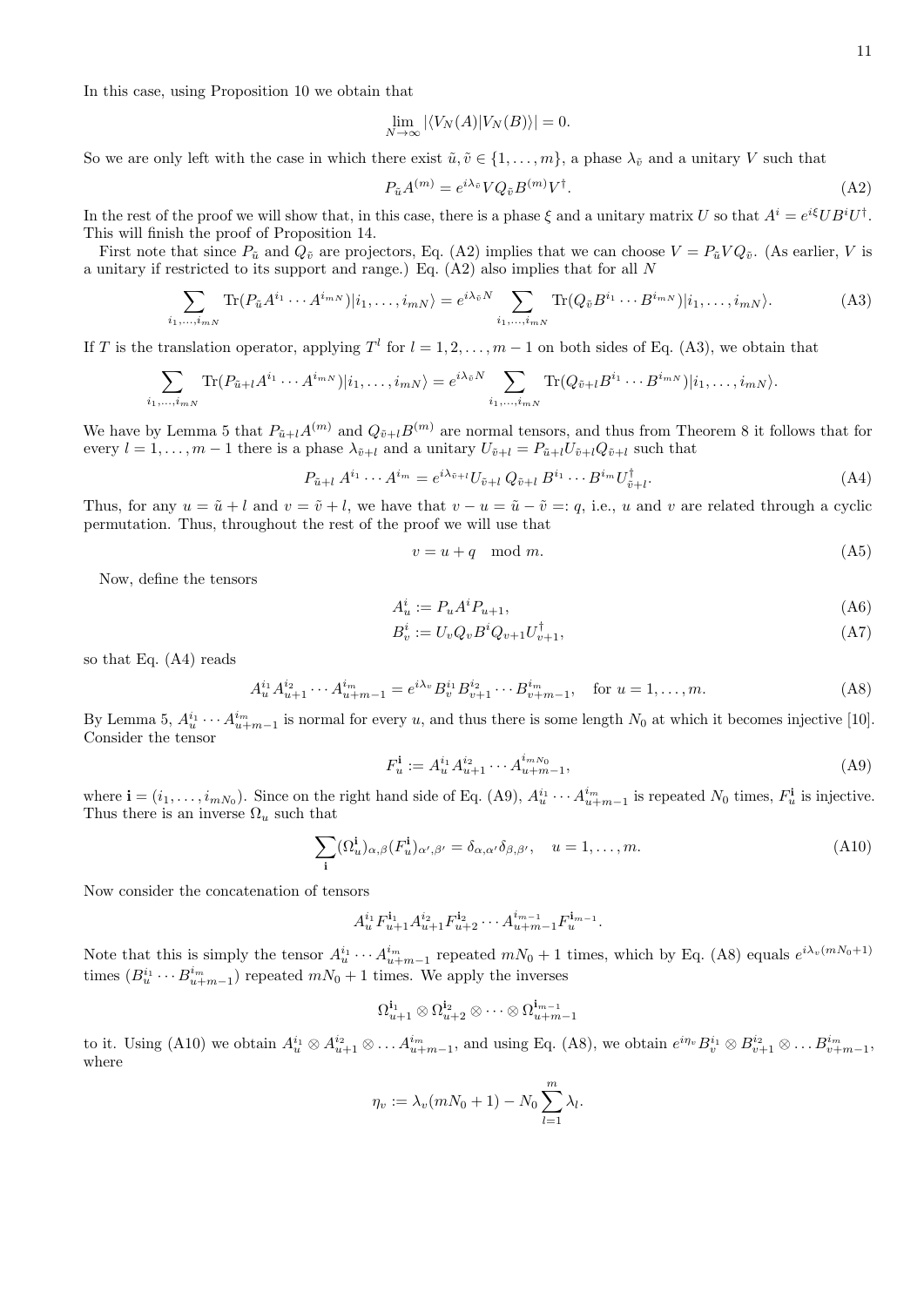In this case, using Proposition 10 we obtain that

$$\lim_{N\to\infty} |\langle V_N(A)|V_N(B)\rangle| = 0.$$

So we are only left with the case in which there exist $\tilde{u}, \tilde{v} \in \{1, \ldots, m\}$, a phase $\lambda_{\tilde{v}}$ and a unitary $V$ such that

$$P_{\tilde{u}} A^{(m)} = e^{i\lambda_{\tilde{v}}} V Q_{\tilde{v}} B^{(m)} V^\dagger. \tag{A2}$$

In the rest of the proof we will show that, in this case, there is a phase $\xi$ and a unitary matrix $U$ so that $A^i = e^{i\xi} U B^i U^\dagger$. This will finish the proof of Proposition 14.

First note that since $P_{\tilde{u}}$ and $Q_{\tilde{v}}$ are projectors, Eq. (A2) implies that we can choose $V = P_{\tilde{u}} V Q_{\tilde{v}}$. (As earlier, $V$ is a unitary if restricted to its support and range.) Eq. (A2) also implies that for all $N$

$$\sum_{i_1,\ldots,i_{mN}} \mathrm{Tr}(P_{\tilde{u}} A^{i_1} \cdots A^{i_{mN}})|i_1, \ldots, i_{mN}\rangle = e^{i\lambda_{\tilde{v}} N} \sum_{i_1,\ldots,i_{mN}} \mathrm{Tr}(Q_{\tilde{v}} B^{i_1} \cdots B^{i_{mN}})|i_1, \ldots, i_{mN}\rangle. \tag{A3}$$

If $T$ is the translation operator, applying $T^l$ for $l = 1, 2, \ldots, m-1$ on both sides of Eq. (A3), we obtain that

$$\sum_{i_1,\ldots,i_{mN}} \mathrm{Tr}(P_{\tilde{u}+l} A^{i_1} \cdots A^{i_{mN}})|i_1, \ldots, i_{mN}\rangle = e^{i\lambda_{\tilde{v}} N} \sum_{i_1,\ldots,i_{mN}} \mathrm{Tr}(Q_{\tilde{v}+l} B^{i_1} \cdots B^{i_{mN}})|i_1, \ldots, i_{mN}\rangle.$$

We have by Lemma 5 that $P_{\tilde{u}+l} A^{(m)}$ and $Q_{\tilde{v}+l} B^{(m)}$ are normal tensors, and thus from Theorem 8 it follows that for every $l = 1, \ldots, m-1$ there is a phase $\lambda_{\tilde{v}+l}$ and a unitary $U_{\tilde{v}+l} = P_{\tilde{u}+l} U_{\tilde{v}+l} Q_{\tilde{v}+l}$ such that

$$P_{\tilde{u}+l}\, A^{i_1} \cdots A^{i_m} = e^{i\lambda_{\tilde{v}+l}} U_{\tilde{v}+l}\, Q_{\tilde{v}+l}\, B^{i_1} \cdots B^{i_m} U_{\tilde{v}+l}^\dagger. \tag{A4}$$

Thus, for any $u = \tilde{u} + l$ and $v = \tilde{v} + l$, we have that $v - u = \tilde{u} - \tilde{v} =: q$, i.e., $u$ and $v$ are related through a cyclic permutation. Thus, throughout the rest of the proof we will use that

$$v = u + q \mod m. \tag{A5}$$

Now, define the tensors

$$A_u^i := P_u A^i P_{u+1}, \tag{A6}$$

$$B_v^i := U_v Q_v B^i Q_{v+1} U_{v+1}^\dagger, \tag{A7}$$

so that Eq. (A4) reads

$$A_u^{i_1} A_{u+1}^{i_2} \cdots A_{u+m-1}^{i_m} = e^{i\lambda_v} B_v^{i_1} B_{v+1}^{i_2} \cdots B_{v+m-1}^{i_m}, \quad \text{for } u = 1, \ldots, m. \tag{A8}$$

By Lemma 5, $A_u^{i_1} \cdots A_{u+m-1}^{i_m}$ is normal for every $u$, and thus there is some length $N_0$ at which it becomes injective [10]. Consider the tensor

$$F_u^{\mathbf{i}} := A_u^{i_1} A_{u+1}^{i_2} \cdots A_{u+m-1}^{i_{mN_0}}, \tag{A9}$$

where $\mathbf{i} = (i_1, \ldots, i_{mN_0})$. Since on the right hand side of Eq. (A9), $A_u^{i_1} \cdots A_{u+m-1}^{i_m}$ is repeated $N_0$ times, $F_u^{\mathbf{i}}$ is injective. Thus there is an inverse $\Omega_u$ such that

$$\sum_{\mathbf{i}} (\Omega_u^{\mathbf{i}})_{\alpha,\beta} (F_u^{\mathbf{i}})_{\alpha',\beta'} = \delta_{\alpha,\alpha'} \delta_{\beta,\beta'}, \quad u = 1, \ldots, m. \tag{A10}$$

Now consider the concatenation of tensors

$$A_u^{i_1} F_{u+1}^{\mathbf{i}_1} A_{u+1}^{i_2} F_{u+2}^{\mathbf{i}_2} \cdots A_{u+m-1}^{i_{m-1}} F_u^{\mathbf{i}_{m-1}}.$$

Note that this is simply the tensor $A_u^{i_1} \cdots A_{u+m-1}^{i_m}$ repeated $mN_0 + 1$ times, which by Eq. (A8) equals $e^{i\lambda_v (mN_0+1)}$ times $(B_u^{i_1} \cdots B_{u+m-1}^{i_m})$ repeated $mN_0 + 1$ times. We apply the inverses

$$\Omega_{u+1}^{\mathbf{i}_1} \otimes \Omega_{u+2}^{\mathbf{i}_2} \otimes \cdots \otimes \Omega_{u+m-1}^{\mathbf{i}_{m-1}}$$

to it. Using (A10) we obtain $A_u^{i_1} \otimes A_{u+1}^{i_2} \otimes \ldots A_{u+m-1}^{i_m}$, and using Eq. (A8), we obtain $e^{i\eta_v} B_v^{i_1} \otimes B_{v+1}^{i_2} \otimes \ldots B_{v+m-1}^{i_m}$, where

$$\eta_v := \lambda_v (mN_0 + 1) - N_0 \sum_{l=1}^{m} \lambda_l.$$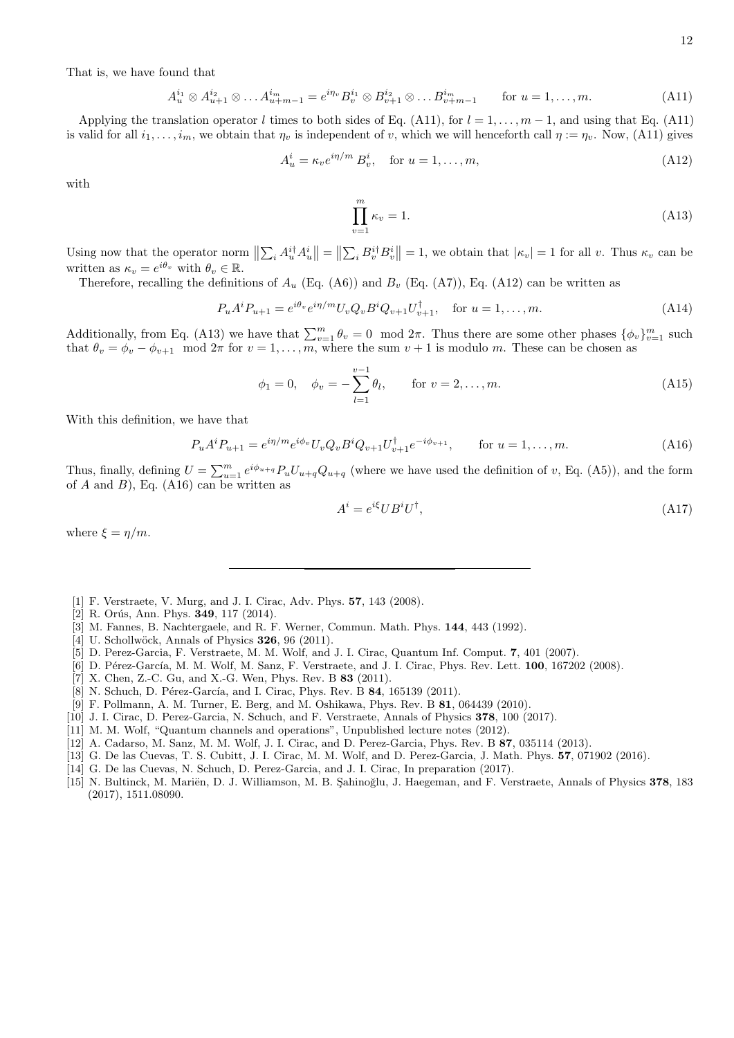That is, we have found that

$$A_u^{i_1} \otimes A_{u+1}^{i_2} \otimes \dots A_{u+m-1}^{i_m} = e^{i\eta_v} B_v^{i_1} \otimes B_{v+1}^{i_2} \otimes \dots B_{v+m-1}^{i_m} \qquad \text{for } u = 1, \dots, m. \tag{A11}$$

Applying the translation operator $l$ times to both sides of Eq. (A11), for $l = 1, \dots, m-1$, and using that Eq. (A11) is valid for all $i_1, \dots, i_m$, we obtain that $\eta_v$ is independent of $v$, which we will henceforth call $\eta := \eta_v$. Now, (A11) gives

$$A_u^i = \kappa_v e^{i\eta/m} \, B_v^i, \quad \text{for } u = 1, \dots, m, \tag{A12}$$

with

$$\prod_{v=1}^{m} \kappa_v = 1. \tag{A13}$$

Using now that the operator norm $\left\|\sum_i A_u^{i\dagger} A_u^i\right\| = \left\|\sum_i B_v^{i\dagger} B_v^i\right\| = 1$, we obtain that $|\kappa_v| = 1$ for all $v$. Thus $\kappa_v$ can be written as $\kappa_v = e^{i\theta_v}$ with $\theta_v \in \mathbb{R}$.

Therefore, recalling the definitions of $A_u$ (Eq. (A6)) and $B_v$ (Eq. (A7)), Eq. (A12) can be written as

$$P_u A^i P_{u+1} = e^{i\theta_v} e^{i\eta/m} U_v Q_v B^i Q_{v+1} U_{v+1}^\dagger, \quad \text{for } u = 1, \dots, m. \tag{A14}$$

Additionally, from Eq. (A13) we have that $\sum_{v=1}^{m} \theta_v = 0 \mod 2\pi$. Thus there are some other phases $\{\phi_v\}_{v=1}^m$ such that $\theta_v = \phi_v - \phi_{v+1} \mod 2\pi$ for $v = 1, \dots, m$, where the sum $v+1$ is modulo $m$. These can be chosen as

$$\phi_1 = 0, \quad \phi_v = -\sum_{l=1}^{v-1} \theta_l, \qquad \text{for } v = 2, \dots, m. \tag{A15}$$

With this definition, we have that

$$P_u A^i P_{u+1} = e^{i\eta/m} e^{i\phi_v} U_v Q_v B^i Q_{v+1} U_{v+1}^\dagger e^{-i\phi_{v+1}}, \qquad \text{for } u = 1, \dots, m. \tag{A16}$$

Thus, finally, defining $U = \sum_{u=1}^{m} e^{i\phi_{u+q}} P_u U_{u+q} Q_{u+q}$ (where we have used the definition of $v$, Eq. (A5)), and the form of $A$ and $B$), Eq. (A16) can be written as

$$A^i = e^{i\xi} U B^i U^\dagger, \tag{A17}$$

where $\xi = \eta/m$.

---

- [1] F. Verstraete, V. Murg, and J. I. Cirac, Adv. Phys. **57**, 143 (2008).
- [2] R. Orús, Ann. Phys. **349**, 117 (2014).
- [3] M. Fannes, B. Nachtergaele, and R. F. Werner, Commun. Math. Phys. **144**, 443 (1992).
- [4] U. Schollwöck, Annals of Physics **326**, 96 (2011).
- [5] D. Perez-Garcia, F. Verstraete, M. M. Wolf, and J. I. Cirac, Quantum Inf. Comput. **7**, 401 (2007).
- [6] D. Pérez-García, M. M. Wolf, M. Sanz, F. Verstraete, and J. I. Cirac, Phys. Rev. Lett. **100**, 167202 (2008).
- [7] X. Chen, Z.-C. Gu, and X.-G. Wen, Phys. Rev. B **83** (2011).
- [8] N. Schuch, D. Pérez-García, and I. Cirac, Phys. Rev. B **84**, 165139 (2011).
- [9] F. Pollmann, A. M. Turner, E. Berg, and M. Oshikawa, Phys. Rev. B **81**, 064439 (2010).
- [10] J. I. Cirac, D. Perez-Garcia, N. Schuch, and F. Verstraete, Annals of Physics **378**, 100 (2017).
- [11] M. M. Wolf, "Quantum channels and operations", Unpublished lecture notes (2012).
- [12] A. Cadarso, M. Sanz, M. M. Wolf, J. I. Cirac, and D. Perez-Garcia, Phys. Rev. B **87**, 035114 (2013).
- [13] G. De las Cuevas, T. S. Cubitt, J. I. Cirac, M. M. Wolf, and D. Perez-Garcia, J. Math. Phys. **57**, 071902 (2016).
- [14] G. De las Cuevas, N. Schuch, D. Perez-Garcia, and J. I. Cirac, In preparation (2017).
- [15] N. Bultinck, M. Mariën, D. J. Williamson, M. B. Şahinoğlu, J. Haegeman, and F. Verstraete, Annals of Physics **378**, 183 (2017), 1511.08090.